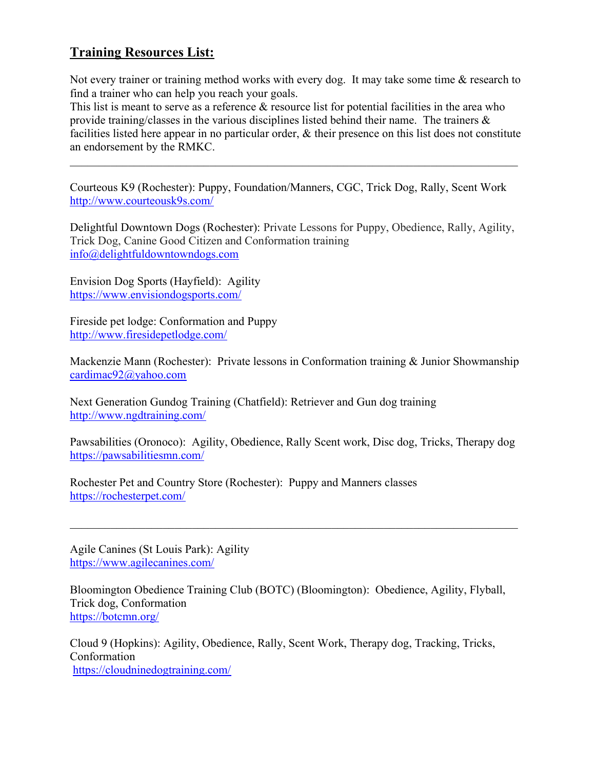## Training Resources List:

Not every trainer or training method works with every dog. It may take some time & research to find a trainer who can help you reach your goals.
This list is meant to serve as a reference & resource list for potential facilities in the area who provide training/classes in the various disciplines listed behind their name. The trainers & facilities listed here appear in no particular order, & their presence on this list does not constitute an endorsement by the RMKC.

---

Courteous K9 (Rochester): Puppy, Foundation/Manners, CGC, Trick Dog, Rally, Scent Work
http://www.courteousk9s.com/

Delightful Downtown Dogs (Rochester): Private Lessons for Puppy, Obedience, Rally, Agility, Trick Dog, Canine Good Citizen and Conformation training
info@delightfuldowntowndogs.com

Envision Dog Sports (Hayfield): Agility
https://www.envisiondogsports.com/

Fireside pet lodge: Conformation and Puppy
http://www.firesidepetlodge.com/

Mackenzie Mann (Rochester): Private lessons in Conformation training & Junior Showmanship
cardimac92@yahoo.com

Next Generation Gundog Training (Chatfield): Retriever and Gun dog training
http://www.ngdtraining.com/

Pawsabilities (Oronoco): Agility, Obedience, Rally Scent work, Disc dog, Tricks, Therapy dog
https://pawsabilitiesmn.com/

Rochester Pet and Country Store (Rochester): Puppy and Manners classes
https://rochesterpet.com/

---

Agile Canines (St Louis Park): Agility
https://www.agilecanines.com/

Bloomington Obedience Training Club (BOTC) (Bloomington): Obedience, Agility, Flyball, Trick dog, Conformation
https://botcmn.org/

Cloud 9 (Hopkins): Agility, Obedience, Rally, Scent Work, Therapy dog, Tracking, Tricks, Conformation
https://cloudninedogtraining.com/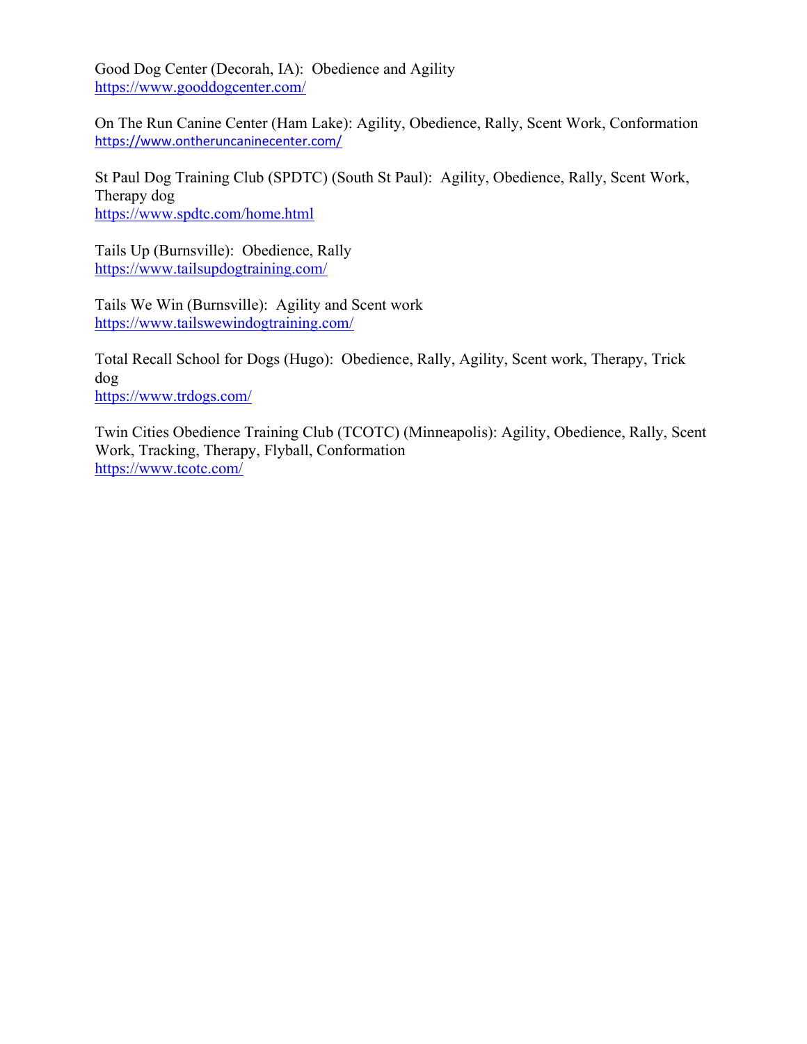Good Dog Center (Decorah, IA):  Obedience and Agility
https://www.gooddogcenter.com/

On The Run Canine Center (Ham Lake): Agility, Obedience, Rally, Scent Work, Conformation
https://www.ontheruncaninecenter.com/

St Paul Dog Training Club (SPDTC) (South St Paul):  Agility, Obedience, Rally, Scent Work, Therapy dog
https://www.spdtc.com/home.html

Tails Up (Burnsville):  Obedience, Rally
https://www.tailsupdogtraining.com/

Tails We Win (Burnsville):  Agility and Scent work
https://www.tailswewindogtraining.com/

Total Recall School for Dogs (Hugo):  Obedience, Rally, Agility, Scent work, Therapy, Trick dog
https://www.trdogs.com/

Twin Cities Obedience Training Club (TCOTC) (Minneapolis): Agility, Obedience, Rally, Scent Work, Tracking, Therapy, Flyball, Conformation
https://www.tcotc.com/